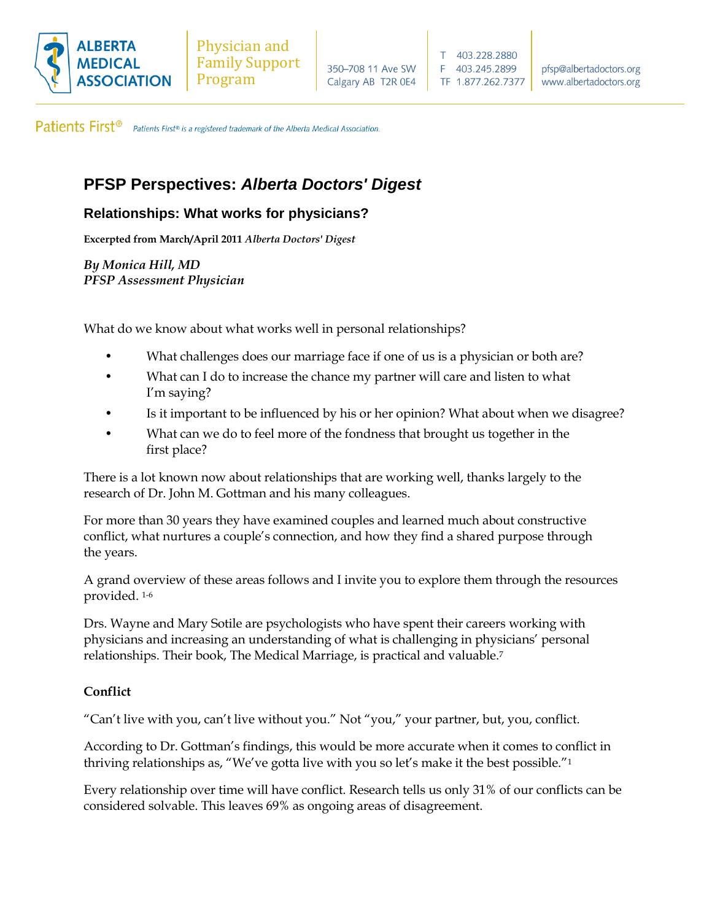ALBERTA MEDICAL ASSOCIATION

Physician and Family Support Program

350–708 11 Ave SW
Calgary AB T2R 0E4

T 403.228.2880
F 403.245.2899
TF 1.877.262.7377

pfsp@albertadoctors.org
www.albertadoctors.org

Patients First® — *Patients First® is a registered trademark of the Alberta Medical Association.*

# PFSP Perspectives: *Alberta Doctors' Digest*

## Relationships: What works for physicians?

**Excerpted from March/April 2011 *Alberta Doctors' Digest***

***By Monica Hill, MD***
***PFSP Assessment Physician***

What do we know about what works well in personal relationships?

- What challenges does our marriage face if one of us is a physician or both are?
- What can I do to increase the chance my partner will care and listen to what I'm saying?
- Is it important to be influenced by his or her opinion? What about when we disagree?
- What can we do to feel more of the fondness that brought us together in the first place?

There is a lot known now about relationships that are working well, thanks largely to the research of Dr. John M. Gottman and his many colleagues.

For more than 30 years they have examined couples and learned much about constructive conflict, what nurtures a couple's connection, and how they find a shared purpose through the years.

A grand overview of these areas follows and I invite you to explore them through the resources provided. [1-6]

Drs. Wayne and Mary Sotile are psychologists who have spent their careers working with physicians and increasing an understanding of what is challenging in physicians' personal relationships. Their book, The Medical Marriage, is practical and valuable.[7]

**Conflict**

"Can't live with you, can't live without you." Not "you," your partner, but, you, conflict.

According to Dr. Gottman's findings, this would be more accurate when it comes to conflict in thriving relationships as, "We've gotta live with you so let's make it the best possible."[1]

Every relationship over time will have conflict. Research tells us only 31% of our conflicts can be considered solvable. This leaves 69% as ongoing areas of disagreement.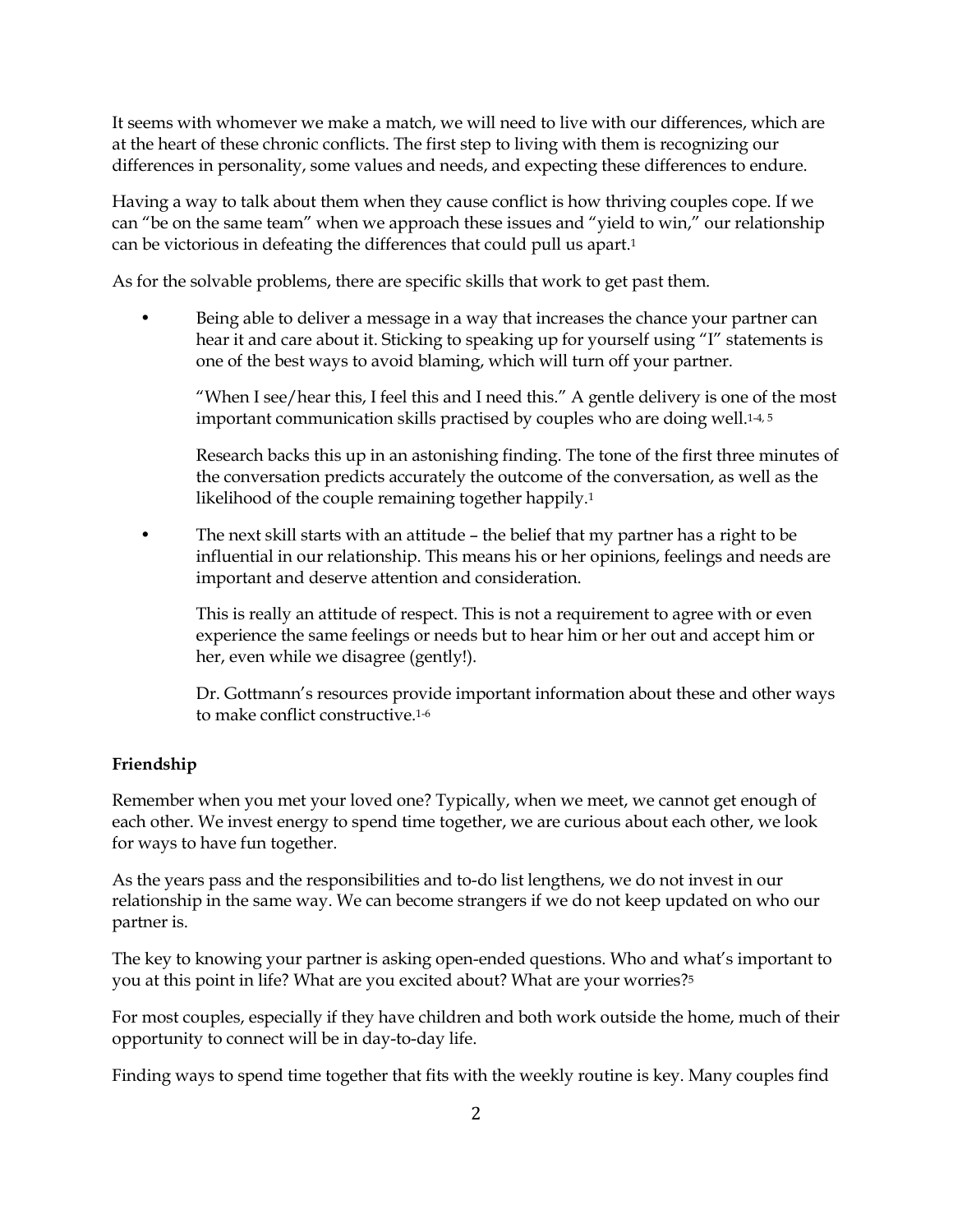It seems with whomever we make a match, we will need to live with our differences, which are at the heart of these chronic conflicts. The first step to living with them is recognizing our differences in personality, some values and needs, and expecting these differences to endure.

Having a way to talk about them when they cause conflict is how thriving couples cope. If we can "be on the same team" when we approach these issues and "yield to win," our relationship can be victorious in defeating the differences that could pull us apart.[1]

As for the solvable problems, there are specific skills that work to get past them.

- Being able to deliver a message in a way that increases the chance your partner can hear it and care about it. Sticking to speaking up for yourself using "I" statements is one of the best ways to avoid blaming, which will turn off your partner.

  "When I see/hear this, I feel this and I need this." A gentle delivery is one of the most important communication skills practised by couples who are doing well.[1-4, 5]

  Research backs this up in an astonishing finding. The tone of the first three minutes of the conversation predicts accurately the outcome of the conversation, as well as the likelihood of the couple remaining together happily.[1]

- The next skill starts with an attitude – the belief that my partner has a right to be influential in our relationship. This means his or her opinions, feelings and needs are important and deserve attention and consideration.

  This is really an attitude of respect. This is not a requirement to agree with or even experience the same feelings or needs but to hear him or her out and accept him or her, even while we disagree (gently!).

  Dr. Gottmann's resources provide important information about these and other ways to make conflict constructive.[1-6]

**Friendship**

Remember when you met your loved one? Typically, when we meet, we cannot get enough of each other. We invest energy to spend time together, we are curious about each other, we look for ways to have fun together.

As the years pass and the responsibilities and to-do list lengthens, we do not invest in our relationship in the same way. We can become strangers if we do not keep updated on who our partner is.

The key to knowing your partner is asking open-ended questions. Who and what's important to you at this point in life? What are you excited about? What are your worries?[5]

For most couples, especially if they have children and both work outside the home, much of their opportunity to connect will be in day-to-day life.

Finding ways to spend time together that fits with the weekly routine is key. Many couples find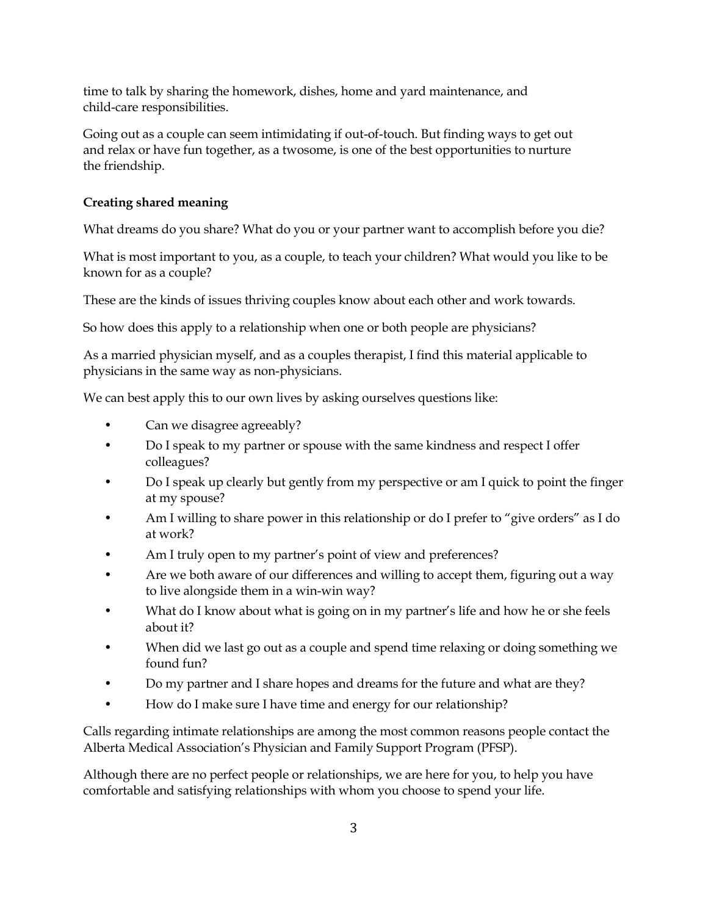time to talk by sharing the homework, dishes, home and yard maintenance, and child-care responsibilities.

Going out as a couple can seem intimidating if out-of-touch. But finding ways to get out and relax or have fun together, as a twosome, is one of the best opportunities to nurture the friendship.

**Creating shared meaning**

What dreams do you share? What do you or your partner want to accomplish before you die?

What is most important to you, as a couple, to teach your children? What would you like to be known for as a couple?

These are the kinds of issues thriving couples know about each other and work towards.

So how does this apply to a relationship when one or both people are physicians?

As a married physician myself, and as a couples therapist, I find this material applicable to physicians in the same way as non-physicians.

We can best apply this to our own lives by asking ourselves questions like:

- Can we disagree agreeably?
- Do I speak to my partner or spouse with the same kindness and respect I offer colleagues?
- Do I speak up clearly but gently from my perspective or am I quick to point the finger at my spouse?
- Am I willing to share power in this relationship or do I prefer to "give orders" as I do at work?
- Am I truly open to my partner's point of view and preferences?
- Are we both aware of our differences and willing to accept them, figuring out a way to live alongside them in a win-win way?
- What do I know about what is going on in my partner's life and how he or she feels about it?
- When did we last go out as a couple and spend time relaxing or doing something we found fun?
- Do my partner and I share hopes and dreams for the future and what are they?
- How do I make sure I have time and energy for our relationship?

Calls regarding intimate relationships are among the most common reasons people contact the Alberta Medical Association's Physician and Family Support Program (PFSP).

Although there are no perfect people or relationships, we are here for you, to help you have comfortable and satisfying relationships with whom you choose to spend your life.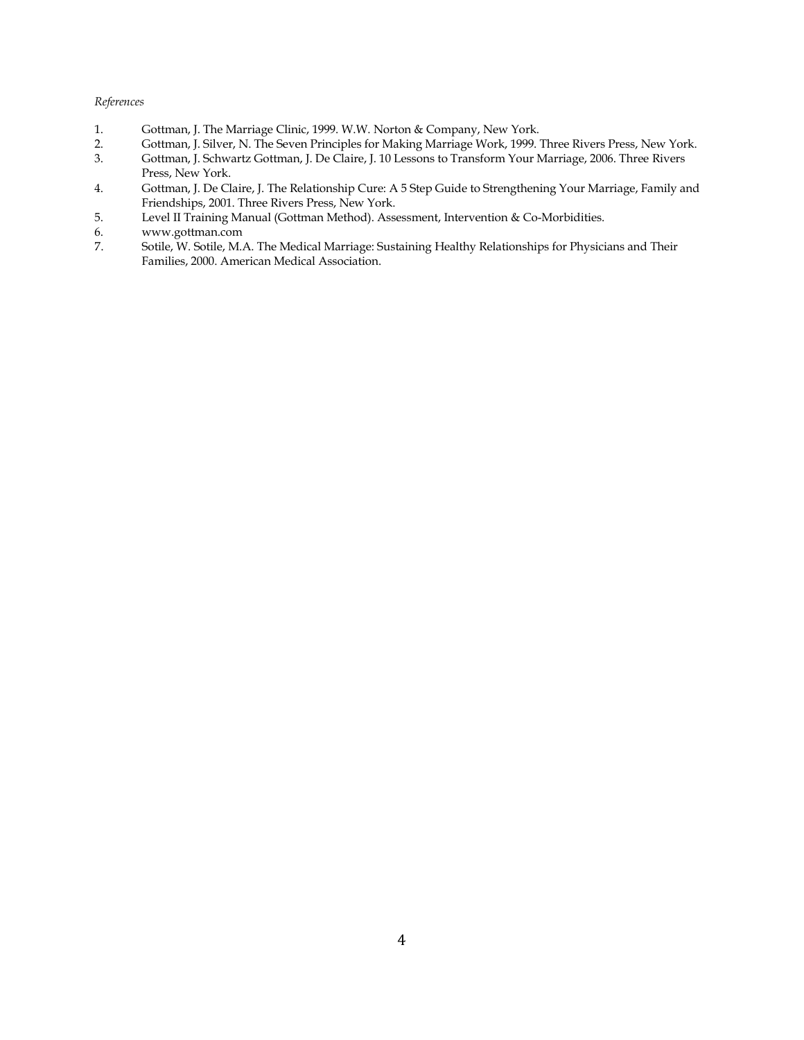*References*

1. Gottman, J. The Marriage Clinic, 1999. W.W. Norton & Company, New York.
2. Gottman, J. Silver, N. The Seven Principles for Making Marriage Work, 1999. Three Rivers Press, New York.
3. Gottman, J. Schwartz Gottman, J. De Claire, J. 10 Lessons to Transform Your Marriage, 2006. Three Rivers Press, New York.
4. Gottman, J. De Claire, J. The Relationship Cure: A 5 Step Guide to Strengthening Your Marriage, Family and Friendships, 2001. Three Rivers Press, New York.
5. Level II Training Manual (Gottman Method). Assessment, Intervention & Co-Morbidities.
6. www.gottman.com
7. Sotile, W. Sotile, M.A. The Medical Marriage: Sustaining Healthy Relationships for Physicians and Their Families, 2000. American Medical Association.